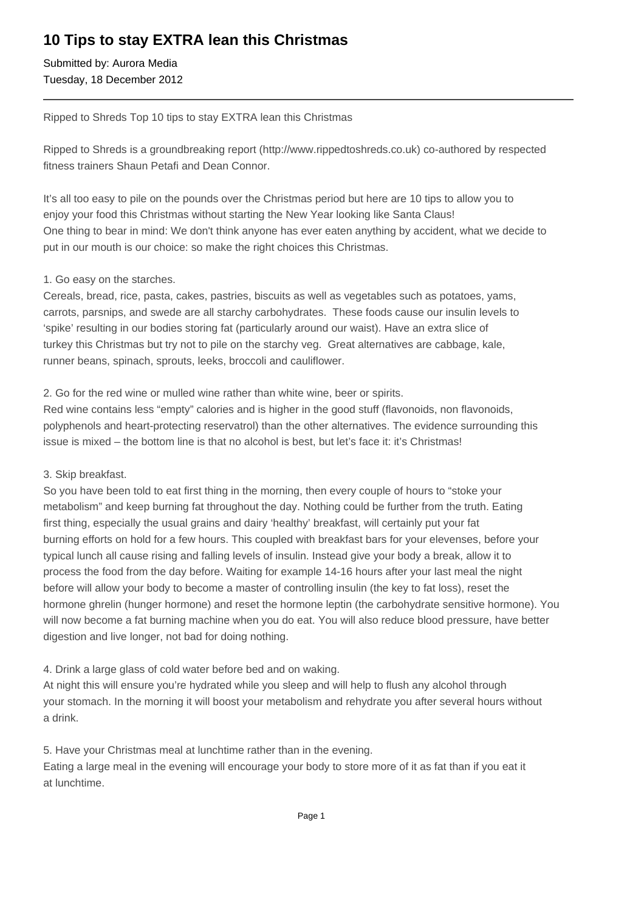# 10 Tips to stay EXTRA lean this Christmas

Submitted by: Aurora Media
Tuesday, 18 December 2012

---

Ripped to Shreds Top 10 tips to stay EXTRA lean this Christmas

Ripped to Shreds is a groundbreaking report (http://www.rippedtoshreds.co.uk) co-authored by respected fitness trainers Shaun Petafi and Dean Connor.

It's all too easy to pile on the pounds over the Christmas period but here are 10 tips to allow you to enjoy your food this Christmas without starting the New Year looking like Santa Claus!
One thing to bear in mind: We don't think anyone has ever eaten anything by accident, what we decide to put in our mouth is our choice: so make the right choices this Christmas.

1. Go easy on the starches.
Cereals, bread, rice, pasta, cakes, pastries, biscuits as well as vegetables such as potatoes, yams, carrots, parsnips, and swede are all starchy carbohydrates. These foods cause our insulin levels to 'spike' resulting in our bodies storing fat (particularly around our waist). Have an extra slice of turkey this Christmas but try not to pile on the starchy veg. Great alternatives are cabbage, kale, runner beans, spinach, sprouts, leeks, broccoli and cauliflower.

2. Go for the red wine or mulled wine rather than white wine, beer or spirits.
Red wine contains less "empty" calories and is higher in the good stuff (flavonoids, non flavonoids, polyphenols and heart-protecting reservatrol) than the other alternatives. The evidence surrounding this issue is mixed – the bottom line is that no alcohol is best, but let's face it: it's Christmas!

3. Skip breakfast.
So you have been told to eat first thing in the morning, then every couple of hours to "stoke your metabolism" and keep burning fat throughout the day. Nothing could be further from the truth. Eating first thing, especially the usual grains and dairy 'healthy' breakfast, will certainly put your fat burning efforts on hold for a few hours. This coupled with breakfast bars for your elevenses, before your typical lunch all cause rising and falling levels of insulin. Instead give your body a break, allow it to process the food from the day before. Waiting for example 14-16 hours after your last meal the night before will allow your body to become a master of controlling insulin (the key to fat loss), reset the hormone ghrelin (hunger hormone) and reset the hormone leptin (the carbohydrate sensitive hormone). You will now become a fat burning machine when you do eat. You will also reduce blood pressure, have better digestion and live longer, not bad for doing nothing.

4. Drink a large glass of cold water before bed and on waking.
At night this will ensure you're hydrated while you sleep and will help to flush any alcohol through your stomach. In the morning it will boost your metabolism and rehydrate you after several hours without a drink.

5. Have your Christmas meal at lunchtime rather than in the evening.
Eating a large meal in the evening will encourage your body to store more of it as fat than if you eat it at lunchtime.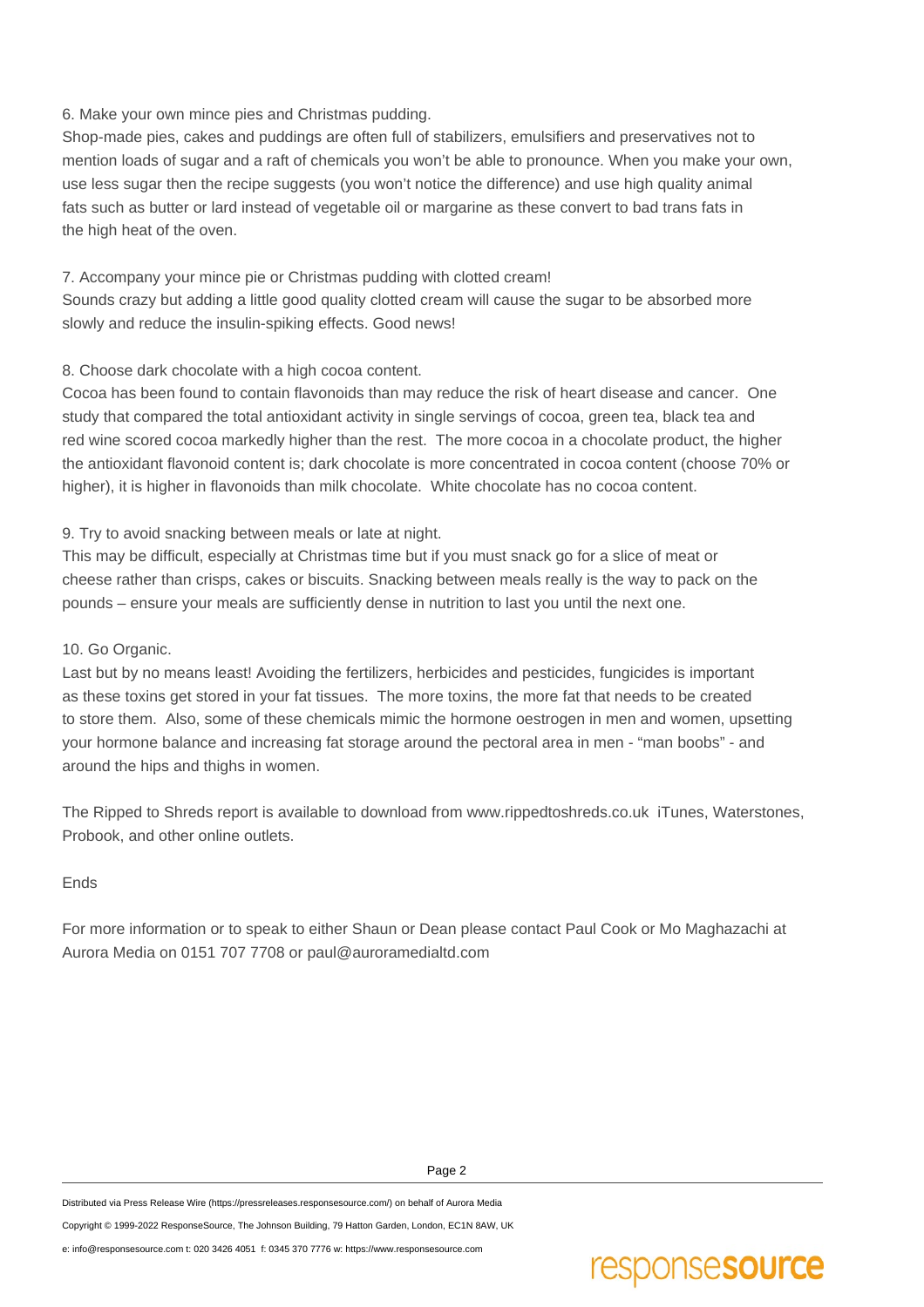6. Make your own mince pies and Christmas pudding.
Shop-made pies, cakes and puddings are often full of stabilizers, emulsifiers and preservatives not to mention loads of sugar and a raft of chemicals you won't be able to pronounce. When you make your own, use less sugar then the recipe suggests (you won't notice the difference) and use high quality animal fats such as butter or lard instead of vegetable oil or margarine as these convert to bad trans fats in the high heat of the oven.

7. Accompany your mince pie or Christmas pudding with clotted cream!
Sounds crazy but adding a little good quality clotted cream will cause the sugar to be absorbed more slowly and reduce the insulin-spiking effects. Good news!

8. Choose dark chocolate with a high cocoa content.
Cocoa has been found to contain flavonoids than may reduce the risk of heart disease and cancer. One study that compared the total antioxidant activity in single servings of cocoa, green tea, black tea and red wine scored cocoa markedly higher than the rest. The more cocoa in a chocolate product, the higher the antioxidant flavonoid content is; dark chocolate is more concentrated in cocoa content (choose 70% or higher), it is higher in flavonoids than milk chocolate. White chocolate has no cocoa content.

9. Try to avoid snacking between meals or late at night.
This may be difficult, especially at Christmas time but if you must snack go for a slice of meat or cheese rather than crisps, cakes or biscuits. Snacking between meals really is the way to pack on the pounds – ensure your meals are sufficiently dense in nutrition to last you until the next one.

10. Go Organic.
Last but by no means least! Avoiding the fertilizers, herbicides and pesticides, fungicides is important as these toxins get stored in your fat tissues. The more toxins, the more fat that needs to be created to store them. Also, some of these chemicals mimic the hormone oestrogen in men and women, upsetting your hormone balance and increasing fat storage around the pectoral area in men - "man boobs" - and around the hips and thighs in women.

The Ripped to Shreds report is available to download from www.rippedtoshreds.co.uk iTunes, Waterstones, Probook, and other online outlets.

Ends

For more information or to speak to either Shaun or Dean please contact Paul Cook or Mo Maghazachi at Aurora Media on 0151 707 7708 or paul@auroramedialtd.com